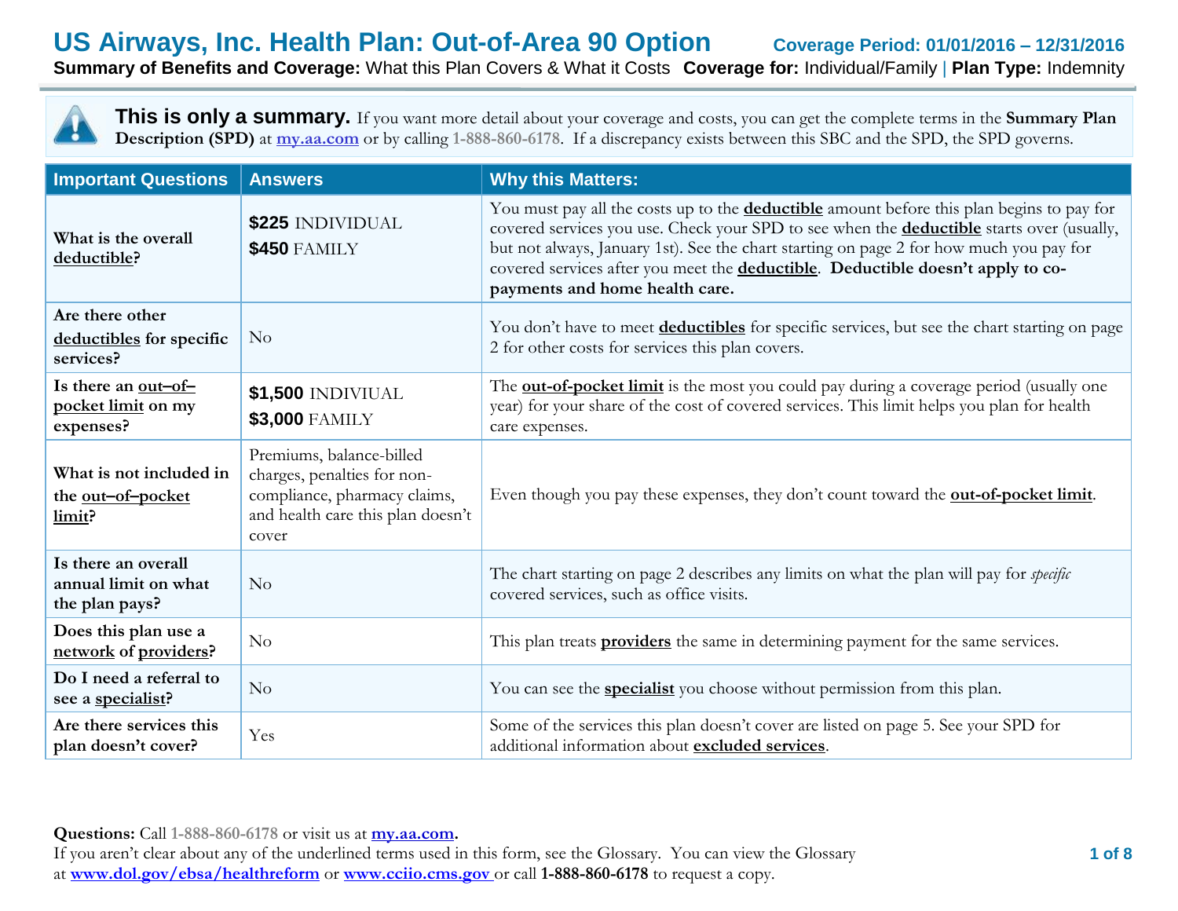# US Airways, Inc. Health Plan: Out-of-Area 90 Option

**Coverage Period: 01/01/2016 – 12/31/2016**

**Summary of Benefits and Coverage:** What this Plan Covers & What it Costs **Coverage for:** Individual/Family | **Plan Type:** Indemnity

**This is only a summary.** If you want more detail about your coverage and costs, you can get the complete terms in the **Summary Plan Description (SPD)** at my.aa.com or by calling 1-888-860-6178. If a discrepancy exists between this SBC and the SPD, the SPD governs.

| Important Questions | Answers | Why this Matters: |
|---|---|---|
| What is the overall deductible? | **$225** INDIVIDUAL<br>**$450** FAMILY | You must pay all the costs up to the **deductible** amount before this plan begins to pay for covered services you use. Check your SPD to see when the **deductible** starts over (usually, but not always, January 1st). See the chart starting on page 2 for how much you pay for covered services after you meet the **deductible**. **Deductible doesn't apply to co-payments and home health care.** |
| Are there other deductibles for specific services? | No | You don't have to meet **deductibles** for specific services, but see the chart starting on page 2 for other costs for services this plan covers. |
| Is there an out–of–pocket limit on my expenses? | **$1,500** INDIVIUAL<br>**$3,000** FAMILY | The **out-of-pocket limit** is the most you could pay during a coverage period (usually one year) for your share of the cost of covered services. This limit helps you plan for health care expenses. |
| What is not included in the out–of–pocket limit? | Premiums, balance-billed charges, penalties for non-compliance, pharmacy claims, and health care this plan doesn't cover | Even though you pay these expenses, they don't count toward the **out-of-pocket limit**. |
| Is there an overall annual limit on what the plan pays? | No | The chart starting on page 2 describes any limits on what the plan will pay for *specific* covered services, such as office visits. |
| Does this plan use a network of providers? | No | This plan treats **providers** the same in determining payment for the same services. |
| Do I need a referral to see a specialist? | No | You can see the **specialist** you choose without permission from this plan. |
| Are there services this plan doesn't cover? | Yes | Some of the services this plan doesn't cover are listed on page 5. See your SPD for additional information about **excluded services**. |

**Questions:** Call 1-888-860-6178 or visit us at **my.aa.com.**
If you aren't clear about any of the underlined terms used in this form, see the Glossary. You can view the Glossary at **www.dol.gov/ebsa/healthreform** or **www.cciio.cms.gov** or call **1-888-860-6178** to request a copy.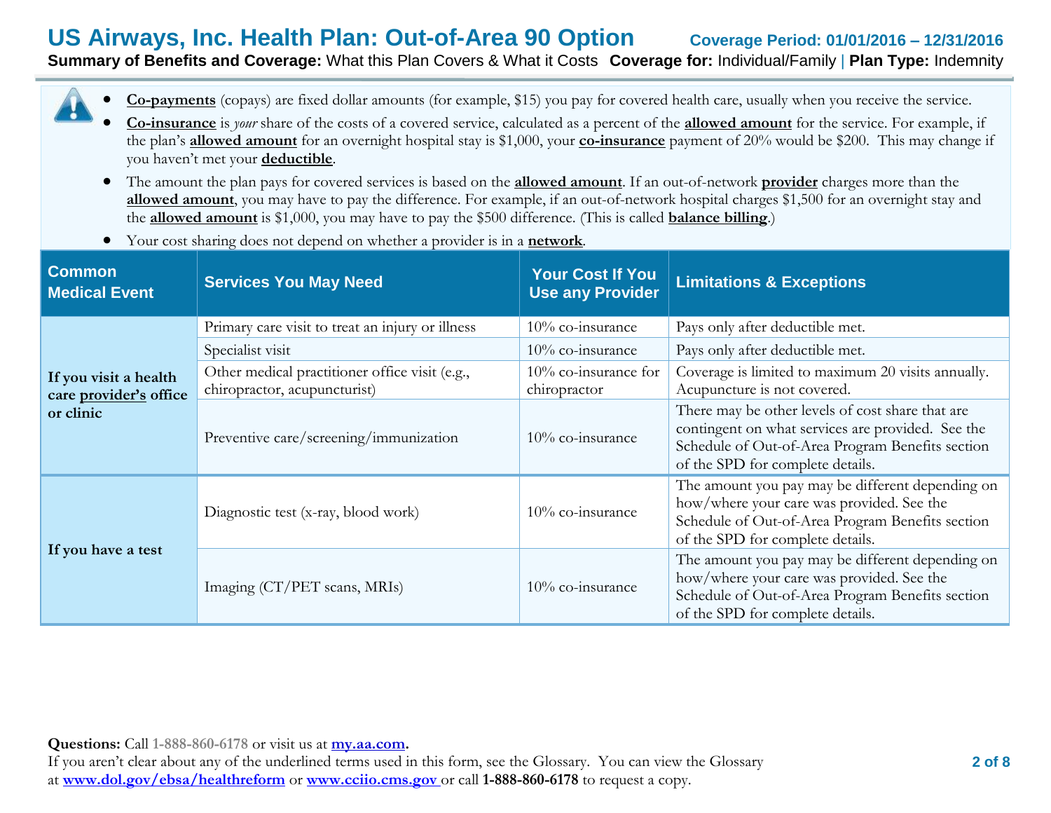- **Co-payments** (copays) are fixed dollar amounts (for example, $15) you pay for covered health care, usually when you receive the service.
- **Co-insurance** is *your* share of the costs of a covered service, calculated as a percent of the **allowed amount** for the service. For example, if the plan's **allowed amount** for an overnight hospital stay is $1,000, your **co-insurance** payment of 20% would be $200. This may change if you haven't met your **deductible**.
- The amount the plan pays for covered services is based on the **allowed amount**. If an out-of-network **provider** charges more than the **allowed amount**, you may have to pay the difference. For example, if an out-of-network hospital charges $1,500 for an overnight stay and the **allowed amount** is $1,000, you may have to pay the $500 difference. (This is called **balance billing**.)
- Your cost sharing does not depend on whether a provider is in a **network**.

| Common Medical Event | Services You May Need | Your Cost If You Use any Provider | Limitations & Exceptions |
|---|---|---|---|
| If you visit a health care provider's office or clinic | Primary care visit to treat an injury or illness | 10% co-insurance | Pays only after deductible met. |
| | Specialist visit | 10% co-insurance | Pays only after deductible met. |
| | Other medical practitioner office visit (e.g., chiropractor, acupuncturist) | 10% co-insurance for chiropractor | Coverage is limited to maximum 20 visits annually. Acupuncture is not covered. |
| | Preventive care/screening/immunization | 10% co-insurance | There may be other levels of cost share that are contingent on what services are provided. See the Schedule of Out-of-Area Program Benefits section of the SPD for complete details. |
| If you have a test | Diagnostic test (x-ray, blood work) | 10% co-insurance | The amount you pay may be different depending on how/where your care was provided. See the Schedule of Out-of-Area Program Benefits section of the SPD for complete details. |
| | Imaging (CT/PET scans, MRIs) | 10% co-insurance | The amount you pay may be different depending on how/where your care was provided. See the Schedule of Out-of-Area Program Benefits section of the SPD for complete details. |

**Questions:** Call 1-888-860-6178 or visit us at **my.aa.com.**
If you aren't clear about any of the underlined terms used in this form, see the Glossary. You can view the Glossary at **www.dol.gov/ebsa/healthreform** or **www.cciio.cms.gov** or call **1-888-860-6178** to request a copy.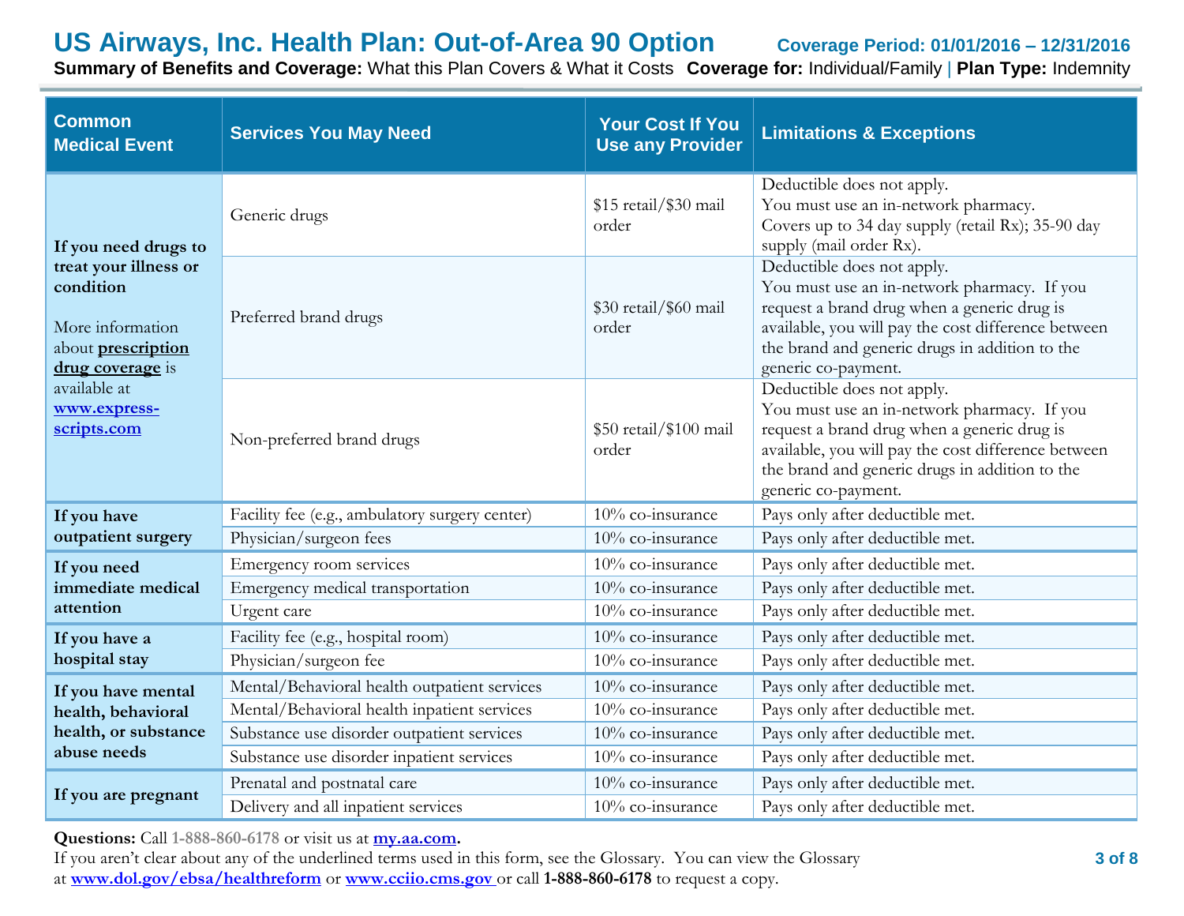# US Airways, Inc. Health Plan: Out-of-Area 90 Option

**Coverage Period: 01/01/2016 – 12/31/2016**

**Summary of Benefits and Coverage:** What this Plan Covers & What it Costs **Coverage for:** Individual/Family | **Plan Type:** Indemnity

| Common Medical Event | Services You May Need | Your Cost If You Use any Provider | Limitations & Exceptions |
|---|---|---|---|
| **If you need drugs to treat your illness or condition** More information about **prescription drug coverage** is available at **www.express-scripts.com** | Generic drugs | $15 retail/$30 mail order | Deductible does not apply. You must use an in-network pharmacy. Covers up to 34 day supply (retail Rx); 35-90 day supply (mail order Rx). |
| | Preferred brand drugs | $30 retail/$60 mail order | Deductible does not apply. You must use an in-network pharmacy. If you request a brand drug when a generic drug is available, you will pay the cost difference between the brand and generic drugs in addition to the generic co-payment. |
| | Non-preferred brand drugs | $50 retail/$100 mail order | Deductible does not apply. You must use an in-network pharmacy. If you request a brand drug when a generic drug is available, you will pay the cost difference between the brand and generic drugs in addition to the generic co-payment. |
| **If you have outpatient surgery** | Facility fee (e.g., ambulatory surgery center) | 10% co-insurance | Pays only after deductible met. |
| | Physician/surgeon fees | 10% co-insurance | Pays only after deductible met. |
| **If you need immediate medical attention** | Emergency room services | 10% co-insurance | Pays only after deductible met. |
| | Emergency medical transportation | 10% co-insurance | Pays only after deductible met. |
| | Urgent care | 10% co-insurance | Pays only after deductible met. |
| **If you have a hospital stay** | Facility fee (e.g., hospital room) | 10% co-insurance | Pays only after deductible met. |
| | Physician/surgeon fee | 10% co-insurance | Pays only after deductible met. |
| **If you have mental health, behavioral health, or substance abuse needs** | Mental/Behavioral health outpatient services | 10% co-insurance | Pays only after deductible met. |
| | Mental/Behavioral health inpatient services | 10% co-insurance | Pays only after deductible met. |
| | Substance use disorder outpatient services | 10% co-insurance | Pays only after deductible met. |
| | Substance use disorder inpatient services | 10% co-insurance | Pays only after deductible met. |
| **If you are pregnant** | Prenatal and postnatal care | 10% co-insurance | Pays only after deductible met. |
| | Delivery and all inpatient services | 10% co-insurance | Pays only after deductible met. |

**Questions:** Call 1-888-860-6178 or visit us at **my.aa.com**.
If you aren't clear about any of the underlined terms used in this form, see the Glossary. You can view the Glossary at **www.dol.gov/ebsa/healthreform** or **www.cciio.cms.gov** or call **1-888-860-6178** to request a copy.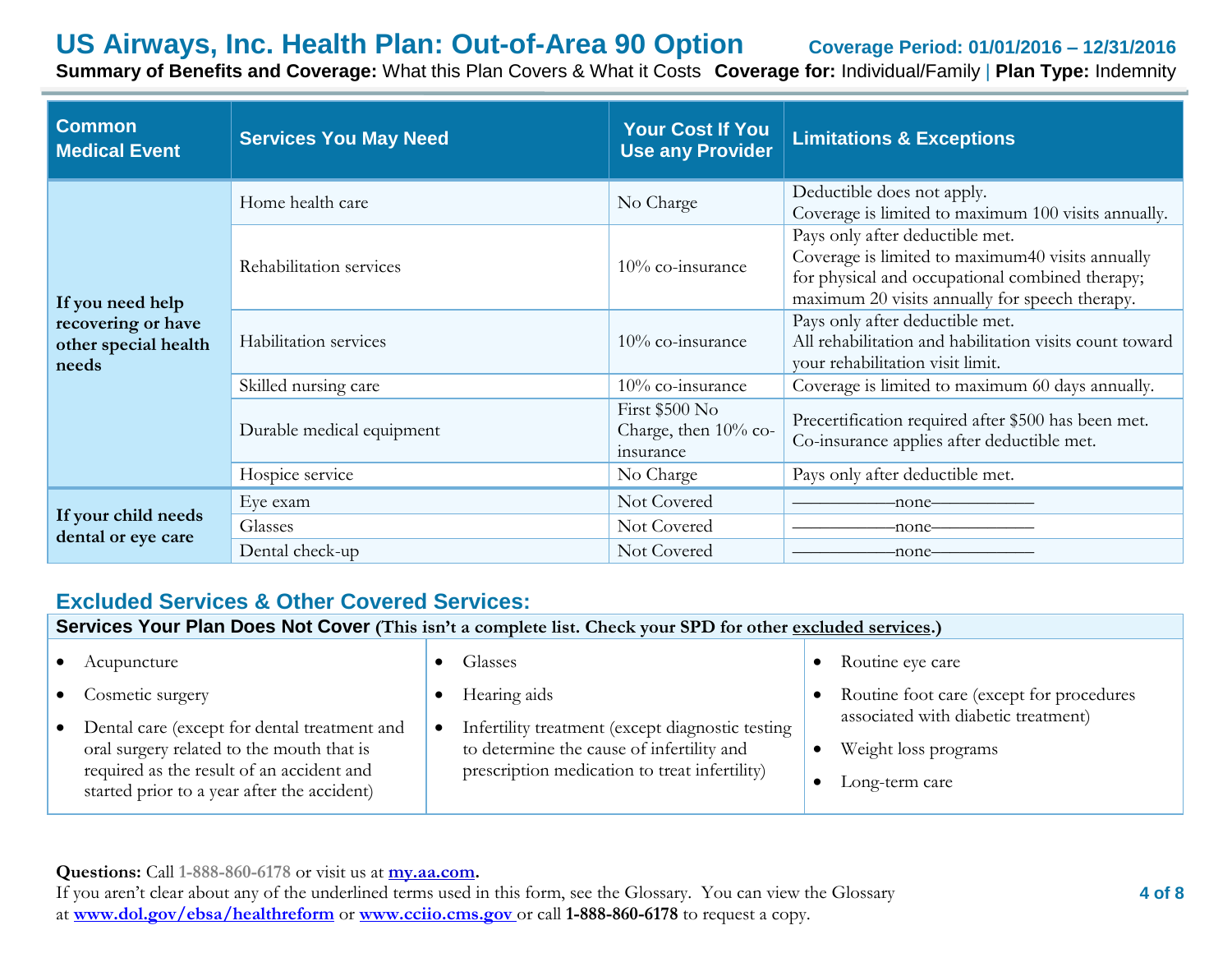# US Airways, Inc. Health Plan: Out-of-Area 90 Option

**Coverage Period: 01/01/2016 – 12/31/2016**

**Summary of Benefits and Coverage:** What this Plan Covers & What it Costs **Coverage for:** Individual/Family | **Plan Type:** Indemnity

| Common Medical Event | Services You May Need | Your Cost If You Use any Provider | Limitations & Exceptions |
|---|---|---|---|
| **If you need help recovering or have other special health needs** | Home health care | No Charge | Deductible does not apply.<br>Coverage is limited to maximum 100 visits annually. |
| | Rehabilitation services | 10% co-insurance | Pays only after deductible met.<br>Coverage is limited to maximum40 visits annually for physical and occupational combined therapy; maximum 20 visits annually for speech therapy. |
| | Habilitation services | 10% co-insurance | Pays only after deductible met.<br>All rehabilitation and habilitation visits count toward your rehabilitation visit limit. |
| | Skilled nursing care | 10% co-insurance | Coverage is limited to maximum 60 days annually. |
| | Durable medical equipment | First $500 No Charge, then 10% co-insurance | Precertification required after $500 has been met. Co-insurance applies after deductible met. |
| | Hospice service | No Charge | Pays only after deductible met. |
| **If your child needs dental or eye care** | Eye exam | Not Covered | ——————none—————— |
| | Glasses | Not Covered | ——————none—————— |
| | Dental check-up | Not Covered | ——————none—————— |

## Excluded Services & Other Covered Services:

**Services Your Plan Does Not Cover (This isn't a complete list. Check your SPD for other excluded services.)**

- Acupuncture
- Cosmetic surgery
- Dental care (except for dental treatment and oral surgery related to the mouth that is required as the result of an accident and started prior to a year after the accident)
- Glasses
- Hearing aids
- Infertility treatment (except diagnostic testing to determine the cause of infertility and prescription medication to treat infertility)
- Routine eye care
- Routine foot care (except for procedures associated with diabetic treatment)
- Weight loss programs
- Long-term care

**Questions:** Call 1-888-860-6178 or visit us at **my.aa.com**.
If you aren't clear about any of the underlined terms used in this form, see the Glossary. You can view the Glossary at **www.dol.gov/ebsa/healthreform** or **www.cciio.cms.gov** or call **1-888-860-6178** to request a copy.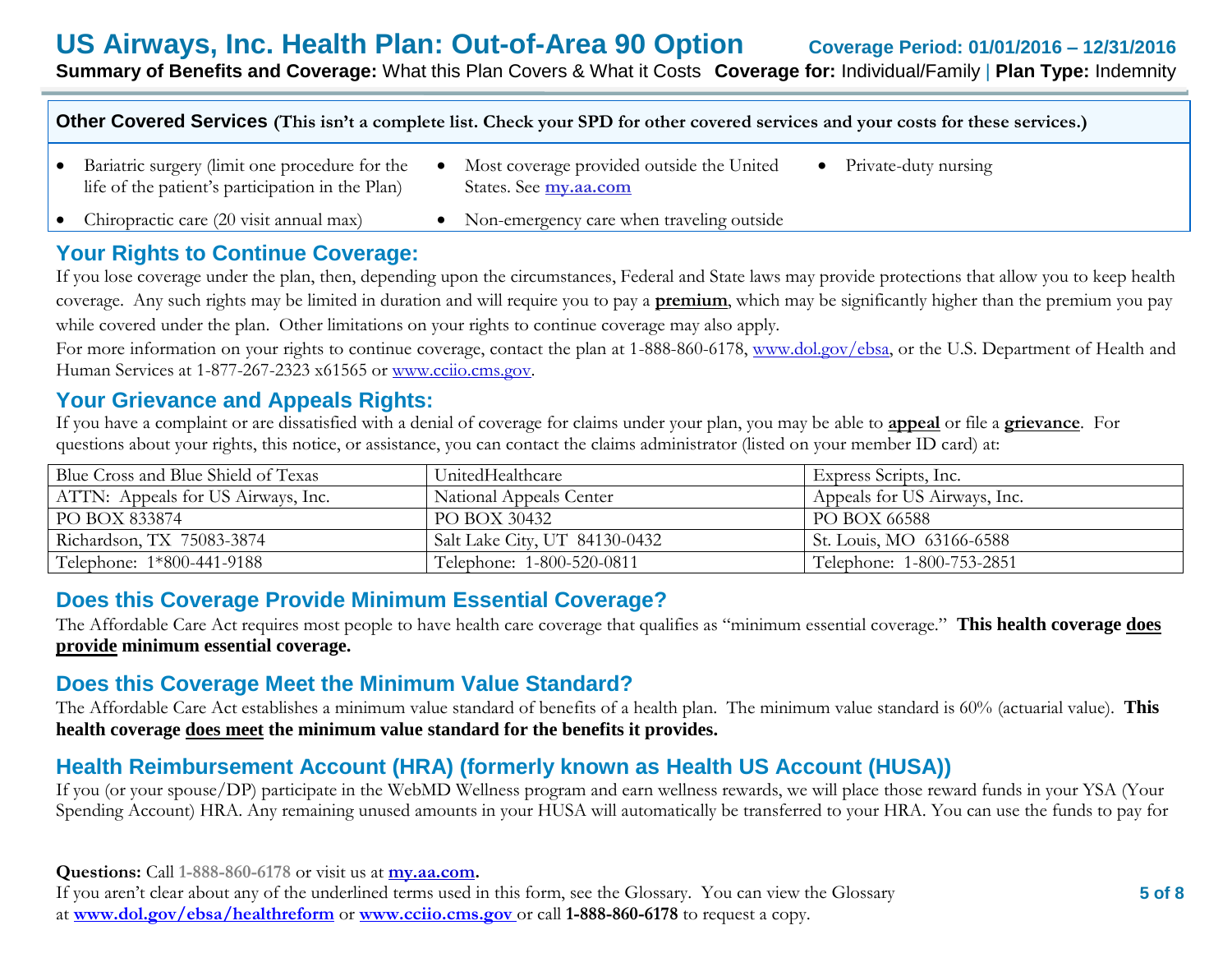# US Airways, Inc. Health Plan: Out-of-Area 90 Option

**Coverage Period: 01/01/2016 – 12/31/2016**

**Summary of Benefits and Coverage:** What this Plan Covers & What it Costs **Coverage for:** Individual/Family | **Plan Type:** Indemnity

**Other Covered Services (This isn't a complete list. Check your SPD for other covered services and your costs for these services.)**

- Bariatric surgery (limit one procedure for the life of the patient's participation in the Plan)
- Chiropractic care (20 visit annual max)
- Most coverage provided outside the United States. See **my.aa.com**
- Non-emergency care when traveling outside
- Private-duty nursing

## Your Rights to Continue Coverage:

If you lose coverage under the plan, then, depending upon the circumstances, Federal and State laws may provide protections that allow you to keep health coverage. Any such rights may be limited in duration and will require you to pay a **premium**, which may be significantly higher than the premium you pay while covered under the plan. Other limitations on your rights to continue coverage may also apply.

For more information on your rights to continue coverage, contact the plan at 1-888-860-6178, www.dol.gov/ebsa, or the U.S. Department of Health and Human Services at 1-877-267-2323 x61565 or www.cciio.cms.gov.

## Your Grievance and Appeals Rights:

If you have a complaint or are dissatisfied with a denial of coverage for claims under your plan, you may be able to **appeal** or file a **grievance**. For questions about your rights, this notice, or assistance, you can contact the claims administrator (listed on your member ID card) at:

| Blue Cross and Blue Shield of Texas | UnitedHealthcare | Express Scripts, Inc. |
|---|---|---|
| ATTN: Appeals for US Airways, Inc. | National Appeals Center | Appeals for US Airways, Inc. |
| PO BOX 833874 | PO BOX 30432 | PO BOX 66588 |
| Richardson, TX 75083-3874 | Salt Lake City, UT 84130-0432 | St. Louis, MO 63166-6588 |
| Telephone: 1*800-441-9188 | Telephone: 1-800-520-0811 | Telephone: 1-800-753-2851 |

## Does this Coverage Provide Minimum Essential Coverage?

The Affordable Care Act requires most people to have health care coverage that qualifies as "minimum essential coverage." **This health coverage does provide minimum essential coverage.**

## Does this Coverage Meet the Minimum Value Standard?

The Affordable Care Act establishes a minimum value standard of benefits of a health plan. The minimum value standard is 60% (actuarial value). **This health coverage does meet the minimum value standard for the benefits it provides.**

## Health Reimbursement Account (HRA) (formerly known as Health US Account (HUSA))

If you (or your spouse/DP) participate in the WebMD Wellness program and earn wellness rewards, we will place those reward funds in your YSA (Your Spending Account) HRA. Any remaining unused amounts in your HUSA will automatically be transferred to your HRA. You can use the funds to pay for

**Questions:** Call **1-888-860-6178** or visit us at **my.aa.com.**
If you aren't clear about any of the underlined terms used in this form, see the Glossary. You can view the Glossary at **www.dol.gov/ebsa/healthreform** or **www.cciio.cms.gov** or call **1-888-860-6178** to request a copy.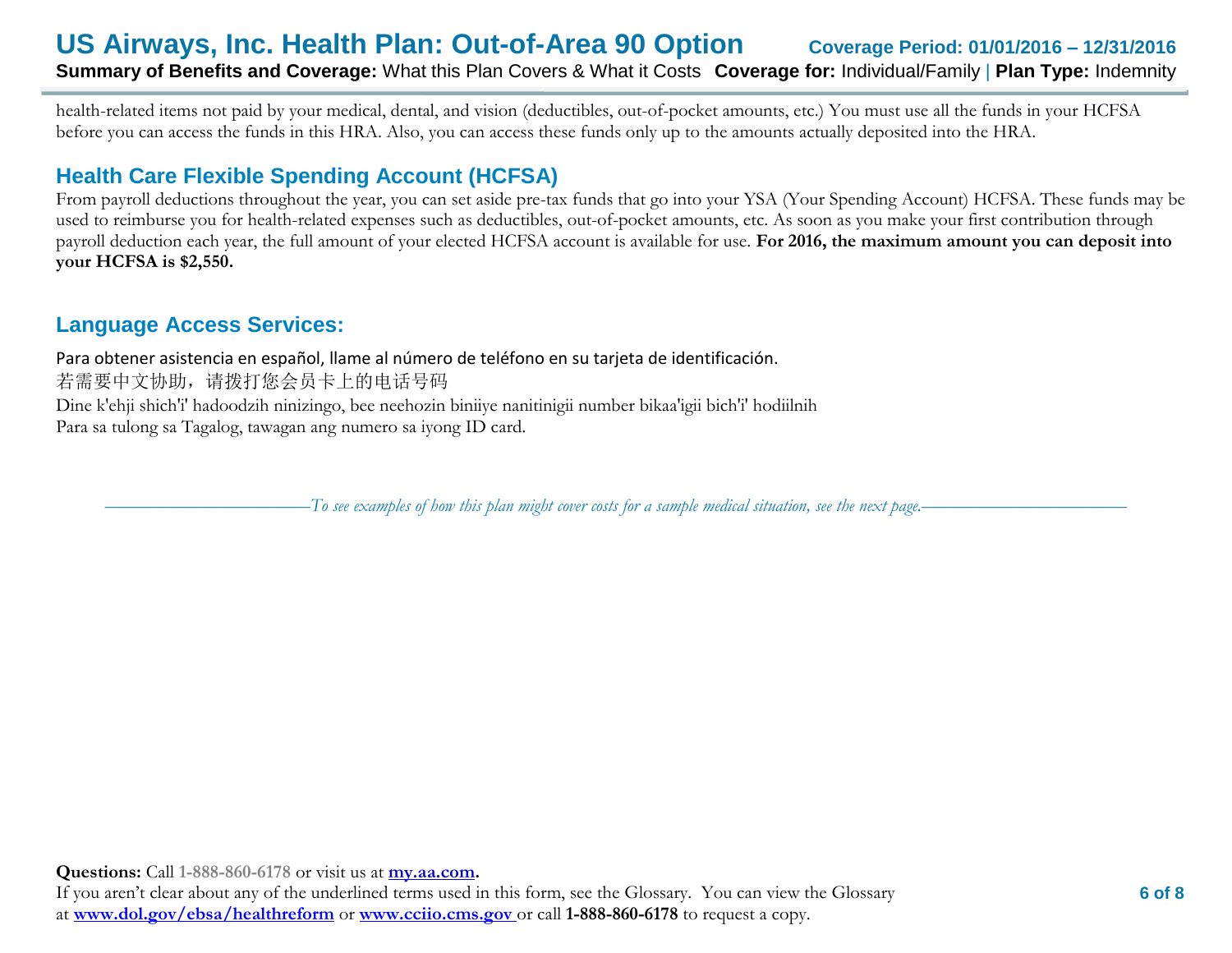health-related items not paid by your medical, dental, and vision (deductibles, out-of-pocket amounts, etc.) You must use all the funds in your HCFSA before you can access the funds in this HRA. Also, you can access these funds only up to the amounts actually deposited into the HRA.

## Health Care Flexible Spending Account (HCFSA)

From payroll deductions throughout the year, you can set aside pre-tax funds that go into your YSA (Your Spending Account) HCFSA. These funds may be used to reimburse you for health-related expenses such as deductibles, out-of-pocket amounts, etc. As soon as you make your first contribution through payroll deduction each year, the full amount of your elected HCFSA account is available for use. **For 2016, the maximum amount you can deposit into your HCFSA is $2,550.**

## Language Access Services:

Para obtener asistencia en español, llame al número de teléfono en su tarjeta de identificación.
若需要中文协助，请拨打您会员卡上的电话号码
Dine k'ehji shich'i' hadoodzih ninizingo, bee neehozin biniiye nanitinigii number bikaa'igii bich'i' hodiilnih
Para sa tulong sa Tagalog, tawagan ang numero sa iyong ID card.

*To see examples of how this plan might cover costs for a sample medical situation, see the next page.*

**Questions:** Call **1-888-860-6178** or visit us at **my.aa.com.**
If you aren't clear about any of the underlined terms used in this form, see the Glossary. You can view the Glossary at **www.dol.gov/ebsa/healthreform** or **www.cciio.cms.gov** or call **1-888-860-6178** to request a copy.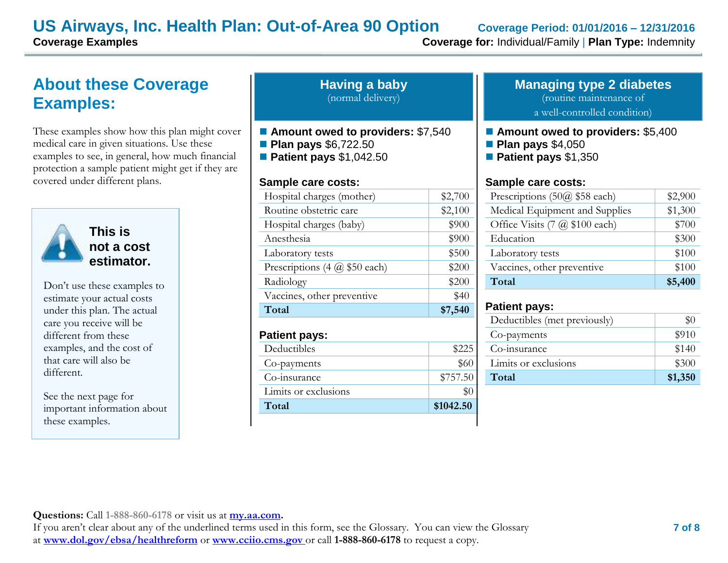# US Airways, Inc. Health Plan: Out-of-Area 90 Option

**Coverage Examples**

**Coverage Period: 01/01/2016 – 12/31/2016**

**Coverage for:** Individual/Family | **Plan Type:** Indemnity

## About these Coverage Examples:

These examples show how this plan might cover medical care in given situations. Use these examples to see, in general, how much financial protection a sample patient might get if they are covered under different plans.

**This is not a cost estimator.**

Don't use these examples to estimate your actual costs under this plan. The actual care you receive will be different from these examples, and the cost of that care will also be different.

See the next page for important information about these examples.

## Having a baby

(normal delivery)

- **Amount owed to providers:** $7,540
- **Plan pays** $6,722.50
- **Patient pays** $1,042.50

**Sample care costs:**

| Sample care costs | |
|---|---|
| Hospital charges (mother) | $2,700 |
| Routine obstetric care | $2,100 |
| Hospital charges (baby) | $900 |
| Anesthesia | $900 |
| Laboratory tests | $500 |
| Prescriptions (4 @ $50 each) | $200 |
| Radiology | $200 |
| Vaccines, other preventive | $40 |
| **Total** | **$7,540** |

**Patient pays:**

| Patient pays | |
|---|---|
| Deductibles | $225 |
| Co-payments | $60 |
| Co-insurance | $757.50 |
| Limits or exclusions | $0 |
| **Total** | **$1042.50** |

## Managing type 2 diabetes

(routine maintenance of a well-controlled condition)

- **Amount owed to providers:** $5,400
- **Plan pays** $4,050
- **Patient pays** $1,350

**Sample care costs:**

| Sample care costs | |
|---|---|
| Prescriptions (50@ $58 each) | $2,900 |
| Medical Equipment and Supplies | $1,300 |
| Office Visits (7 @ $100 each) | $700 |
| Education | $300 |
| Laboratory tests | $100 |
| Vaccines, other preventive | $100 |
| **Total** | **$5,400** |

**Patient pays:**

| Patient pays | |
|---|---|
| Deductibles (met previously) | $0 |
| Co-payments | $910 |
| Co-insurance | $140 |
| Limits or exclusions | $300 |
| **Total** | **$1,350** |

**Questions:** Call 1-888-860-6178 or visit us at **my.aa.com**.

If you aren't clear about any of the underlined terms used in this form, see the Glossary. You can view the Glossary at **www.dol.gov/ebsa/healthreform** or **www.cciio.cms.gov** or call **1-888-860-6178** to request a copy.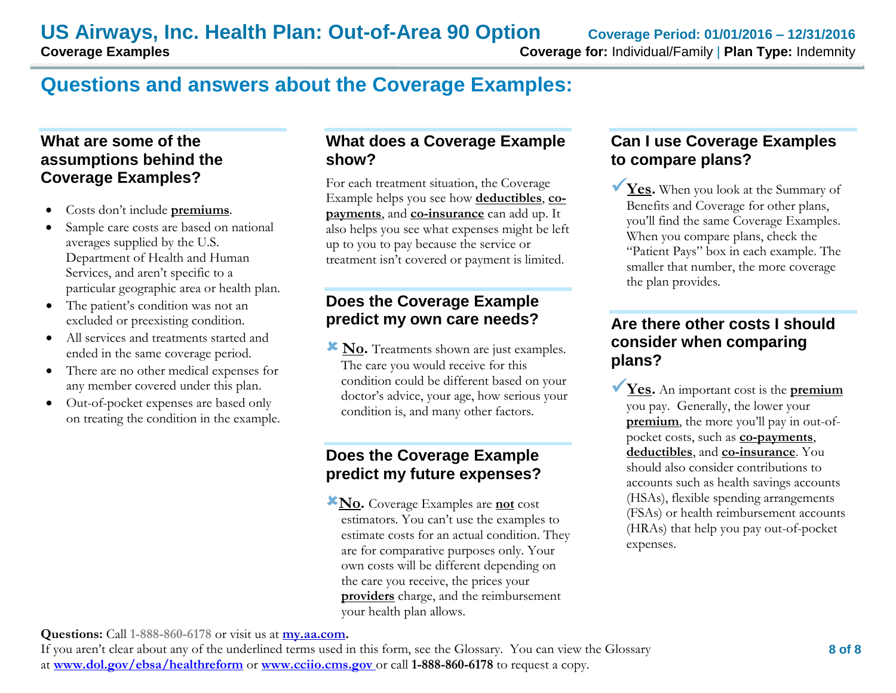# Questions and answers about the Coverage Examples:

### What are some of the assumptions behind the Coverage Examples?

- Costs don't include **premiums**.
- Sample care costs are based on national averages supplied by the U.S. Department of Health and Human Services, and aren't specific to a particular geographic area or health plan.
- The patient's condition was not an excluded or preexisting condition.
- All services and treatments started and ended in the same coverage period.
- There are no other medical expenses for any member covered under this plan.
- Out-of-pocket expenses are based only on treating the condition in the example.

### What does a Coverage Example show?

For each treatment situation, the Coverage Example helps you see how **deductibles**, **co-payments**, and **co-insurance** can add up. It also helps you see what expenses might be left up to you to pay because the service or treatment isn't covered or payment is limited.

### Does the Coverage Example predict my own care needs?

✖ **No.** Treatments shown are just examples. The care you would receive for this condition could be different based on your doctor's advice, your age, how serious your condition is, and many other factors.

### Does the Coverage Example predict my future expenses?

✖ **No.** Coverage Examples are **not** cost estimators. You can't use the examples to estimate costs for an actual condition. They are for comparative purposes only. Your own costs will be different depending on the care you receive, the prices your **providers** charge, and the reimbursement your health plan allows.

### Can I use Coverage Examples to compare plans?

✔ **Yes.** When you look at the Summary of Benefits and Coverage for other plans, you'll find the same Coverage Examples. When you compare plans, check the "Patient Pays" box in each example. The smaller that number, the more coverage the plan provides.

### Are there other costs I should consider when comparing plans?

✔ **Yes.** An important cost is the **premium** you pay. Generally, the lower your **premium**, the more you'll pay in out-of-pocket costs, such as **co-payments**, **deductibles**, and **co-insurance**. You should also consider contributions to accounts such as health savings accounts (HSAs), flexible spending arrangements (FSAs) or health reimbursement accounts (HRAs) that help you pay out-of-pocket expenses.

**Questions:** Call **1-888-860-6178** or visit us at **my.aa.com.**
If you aren't clear about any of the underlined terms used in this form, see the Glossary. You can view the Glossary at **www.dol.gov/ebsa/healthreform** or **www.cciio.cms.gov** or call **1-888-860-6178** to request a copy.